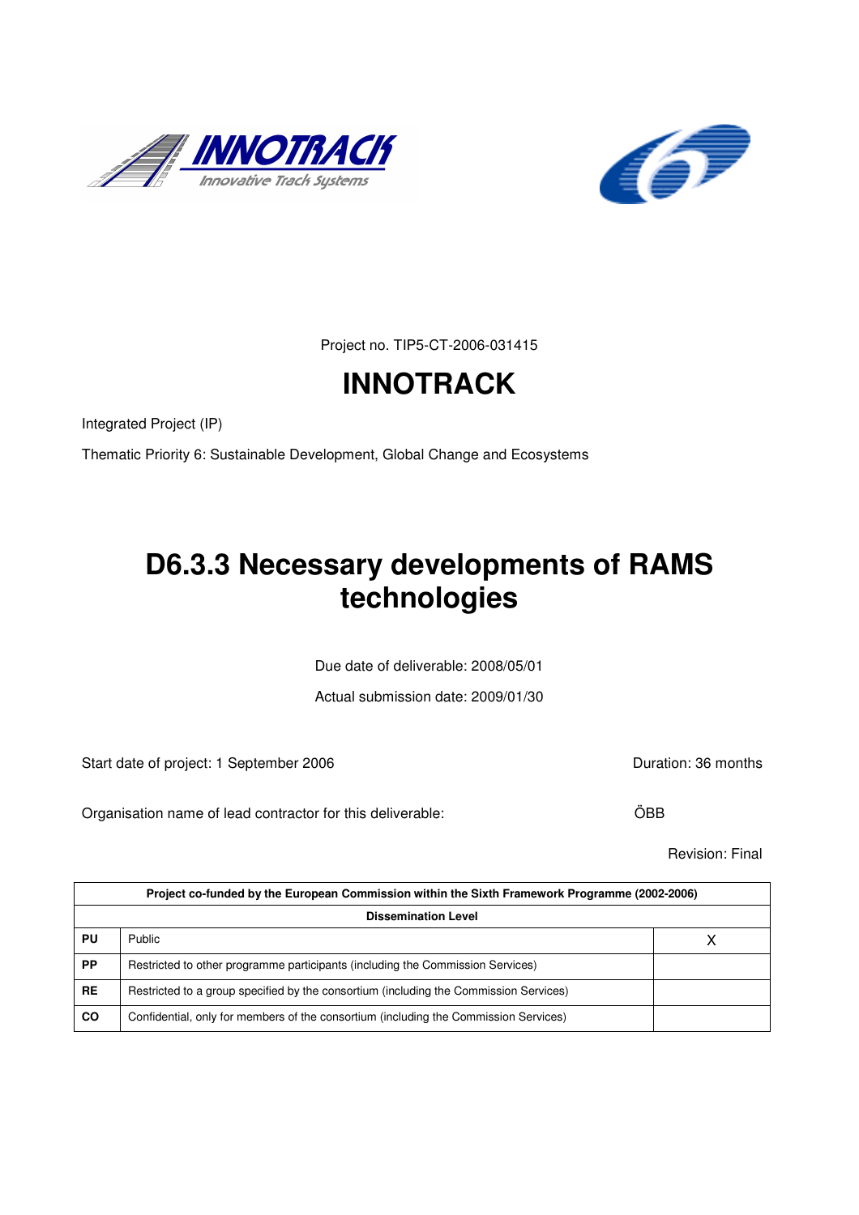Project no. TIP5-CT-2006-031415

# INNOTRACK

Integrated Project (IP)

Thematic Priority 6: Sustainable Development, Global Change and Ecosystems

# D6.3.3 Necessary developments of RAMS technologies

Due date of deliverable: 2008/05/01

Actual submission date: 2009/01/30

Start date of project: 1 September 2006 | Duration: 36 months

Organisation name of lead contractor for this deliverable: ÖBB

Revision: Final

| Project co-funded by the European Commission within the Sixth Framework Programme (2002-2006) | | |
|---|---|---|
| **Dissemination Level** | | |
| **PU** | Public | X |
| **PP** | Restricted to other programme participants (including the Commission Services) | |
| **RE** | Restricted to a group specified by the consortium (including the Commission Services) | |
| **CO** | Confidential, only for members of the consortium (including the Commission Services) | |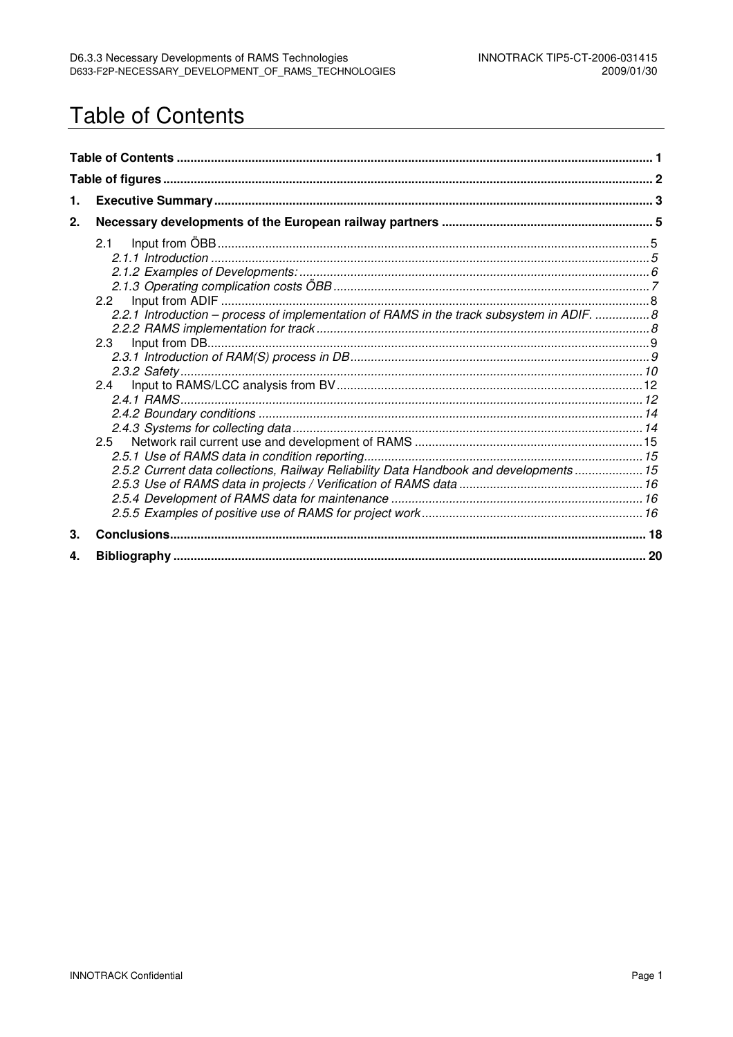# Table of Contents

**Table of Contents** 1

**Table of figures** 2

**1. Executive Summary** 3

**2. Necessary developments of the European railway partners** 5

- 2.1 Input from ÖBB 5
  - *2.1.1 Introduction* 5
  - *2.1.2 Examples of Developments:* 6
  - *2.1.3 Operating complication costs ÖBB* 7
- 2.2 Input from ADIF 8
  - *2.2.1 Introduction – process of implementation of RAMS in the track subsystem in ADIF.* 8
  - *2.2.2 RAMS implementation for track* 8
- 2.3 Input from DB 9
  - *2.3.1 Introduction of RAM(S) process in DB* 9
  - *2.3.2 Safety* 10
- 2.4 Input to RAMS/LCC analysis from BV 12
  - *2.4.1 RAMS* 12
  - *2.4.2 Boundary conditions* 14
  - *2.4.3 Systems for collecting data* 14
- 2.5 Network rail current use and development of RAMS 15
  - *2.5.1 Use of RAMS data in condition reporting* 15
  - *2.5.2 Current data collections, Railway Reliability Data Handbook and developments* 15
  - *2.5.3 Use of RAMS data in projects / Verification of RAMS data* 16
  - *2.5.4 Development of RAMS data for maintenance* 16
  - *2.5.5 Examples of positive use of RAMS for project work* 16

**3. Conclusions** 18

**4. Bibliography** 20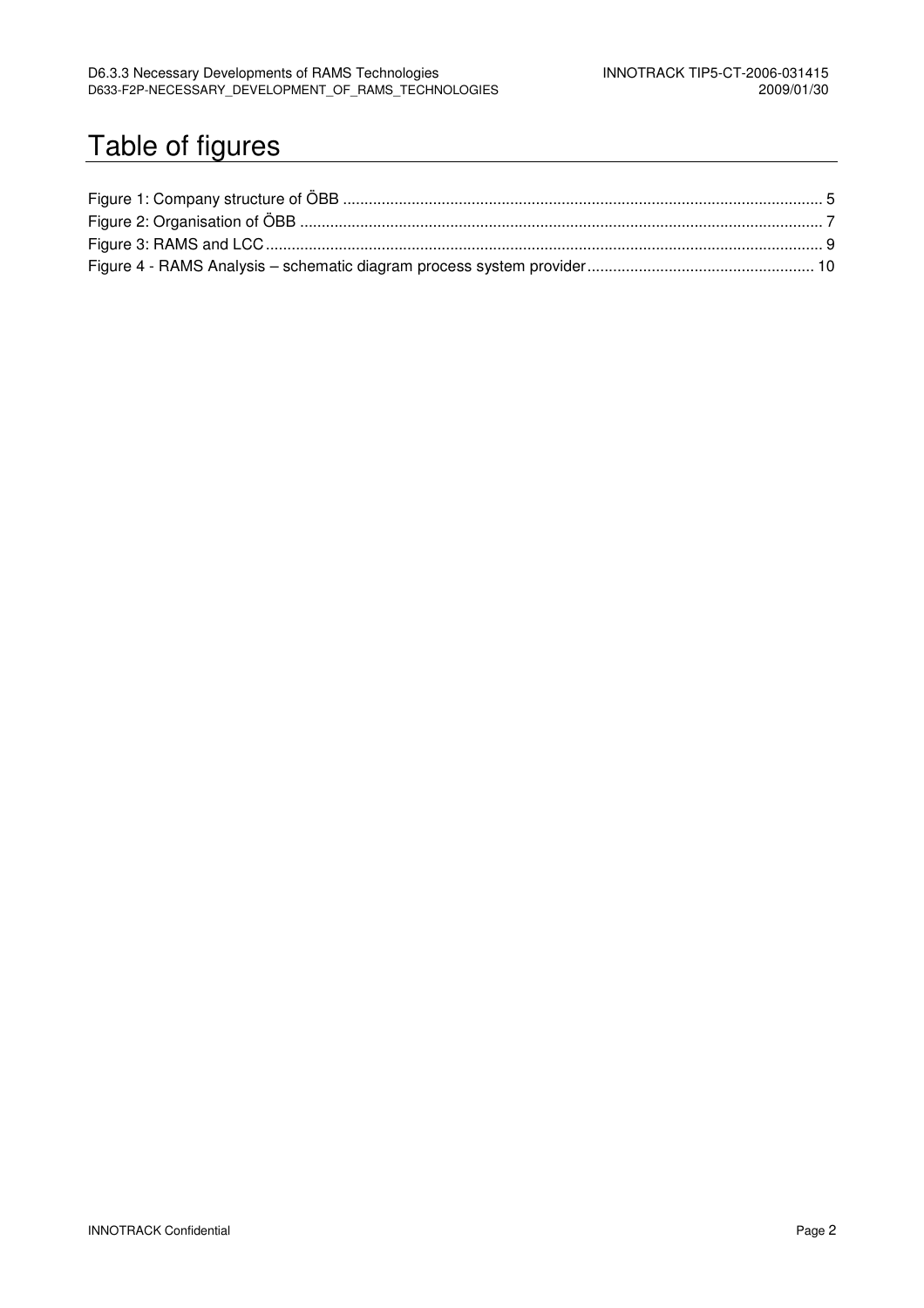# Table of figures

Figure 1: Company structure of ÖBB ............................................................................................................. 5
Figure 2: Organisation of ÖBB ...................................................................................................................... 7
Figure 3: RAMS and LCC ............................................................................................................................... 9
Figure 4 - RAMS Analysis – schematic diagram process system provider .................................................... 10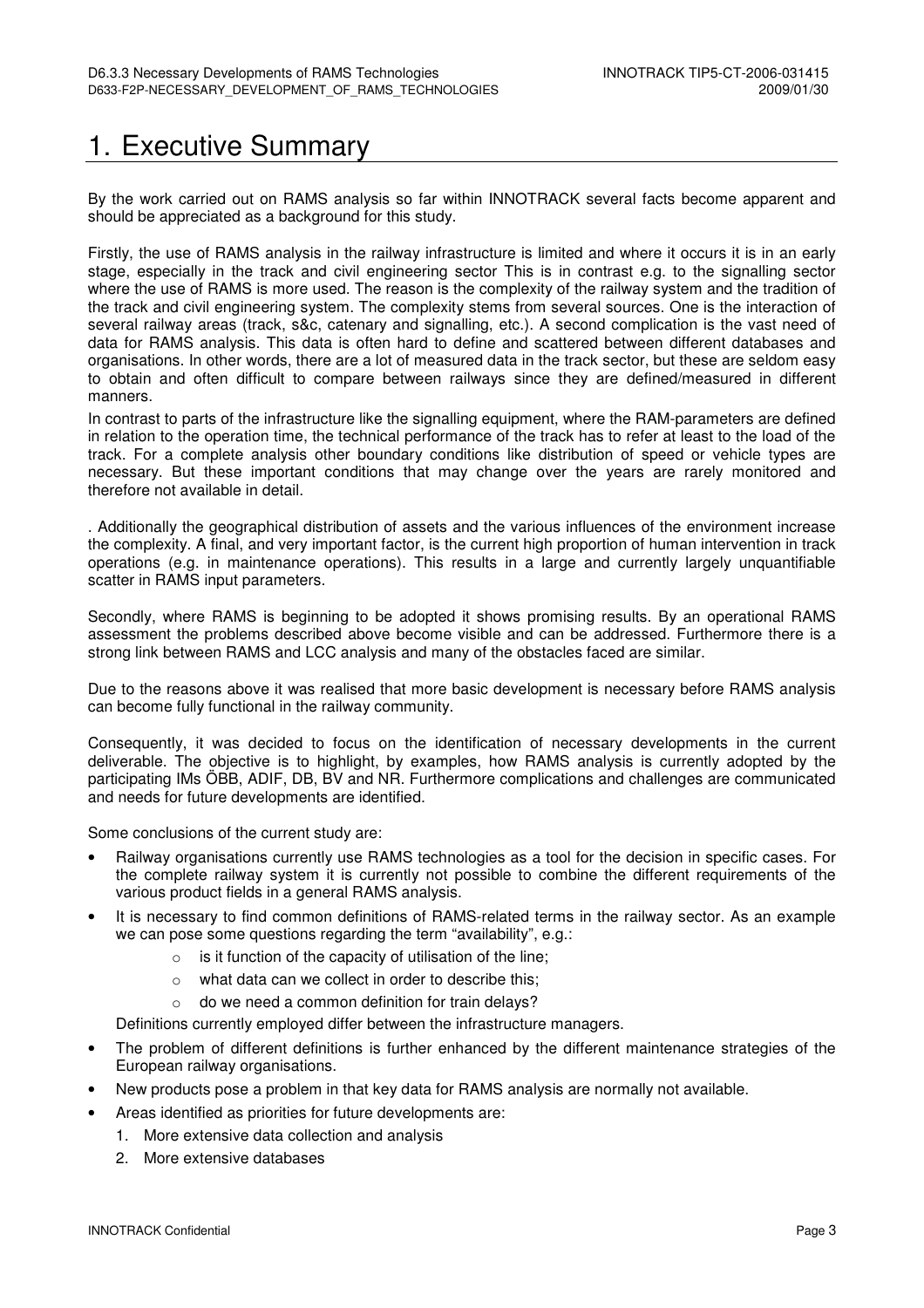# 1. Executive Summary

By the work carried out on RAMS analysis so far within INNOTRACK several facts become apparent and should be appreciated as a background for this study.

Firstly, the use of RAMS analysis in the railway infrastructure is limited and where it occurs it is in an early stage, especially in the track and civil engineering sector This is in contrast e.g. to the signalling sector where the use of RAMS is more used. The reason is the complexity of the railway system and the tradition of the track and civil engineering system. The complexity stems from several sources. One is the interaction of several railway areas (track, s&c, catenary and signalling, etc.). A second complication is the vast need of data for RAMS analysis. This data is often hard to define and scattered between different databases and organisations. In other words, there are a lot of measured data in the track sector, but these are seldom easy to obtain and often difficult to compare between railways since they are defined/measured in different manners.

In contrast to parts of the infrastructure like the signalling equipment, where the RAM-parameters are defined in relation to the operation time, the technical performance of the track has to refer at least to the load of the track. For a complete analysis other boundary conditions like distribution of speed or vehicle types are necessary. But these important conditions that may change over the years are rarely monitored and therefore not available in detail.

. Additionally the geographical distribution of assets and the various influences of the environment increase the complexity. A final, and very important factor, is the current high proportion of human intervention in track operations (e.g. in maintenance operations). This results in a large and currently largely unquantifiable scatter in RAMS input parameters.

Secondly, where RAMS is beginning to be adopted it shows promising results. By an operational RAMS assessment the problems described above become visible and can be addressed. Furthermore there is a strong link between RAMS and LCC analysis and many of the obstacles faced are similar.

Due to the reasons above it was realised that more basic development is necessary before RAMS analysis can become fully functional in the railway community.

Consequently, it was decided to focus on the identification of necessary developments in the current deliverable. The objective is to highlight, by examples, how RAMS analysis is currently adopted by the participating IMs ÖBB, ADIF, DB, BV and NR. Furthermore complications and challenges are communicated and needs for future developments are identified.

Some conclusions of the current study are:

- Railway organisations currently use RAMS technologies as a tool for the decision in specific cases. For the complete railway system it is currently not possible to combine the different requirements of the various product fields in a general RAMS analysis.
- It is necessary to find common definitions of RAMS-related terms in the railway sector. As an example we can pose some questions regarding the term "availability", e.g.:
    - is it function of the capacity of utilisation of the line;
    - what data can we collect in order to describe this;
    - do we need a common definition for train delays?

  Definitions currently employed differ between the infrastructure managers.
- The problem of different definitions is further enhanced by the different maintenance strategies of the European railway organisations.
- New products pose a problem in that key data for RAMS analysis are normally not available.
- Areas identified as priorities for future developments are:
    1. More extensive data collection and analysis
    2. More extensive databases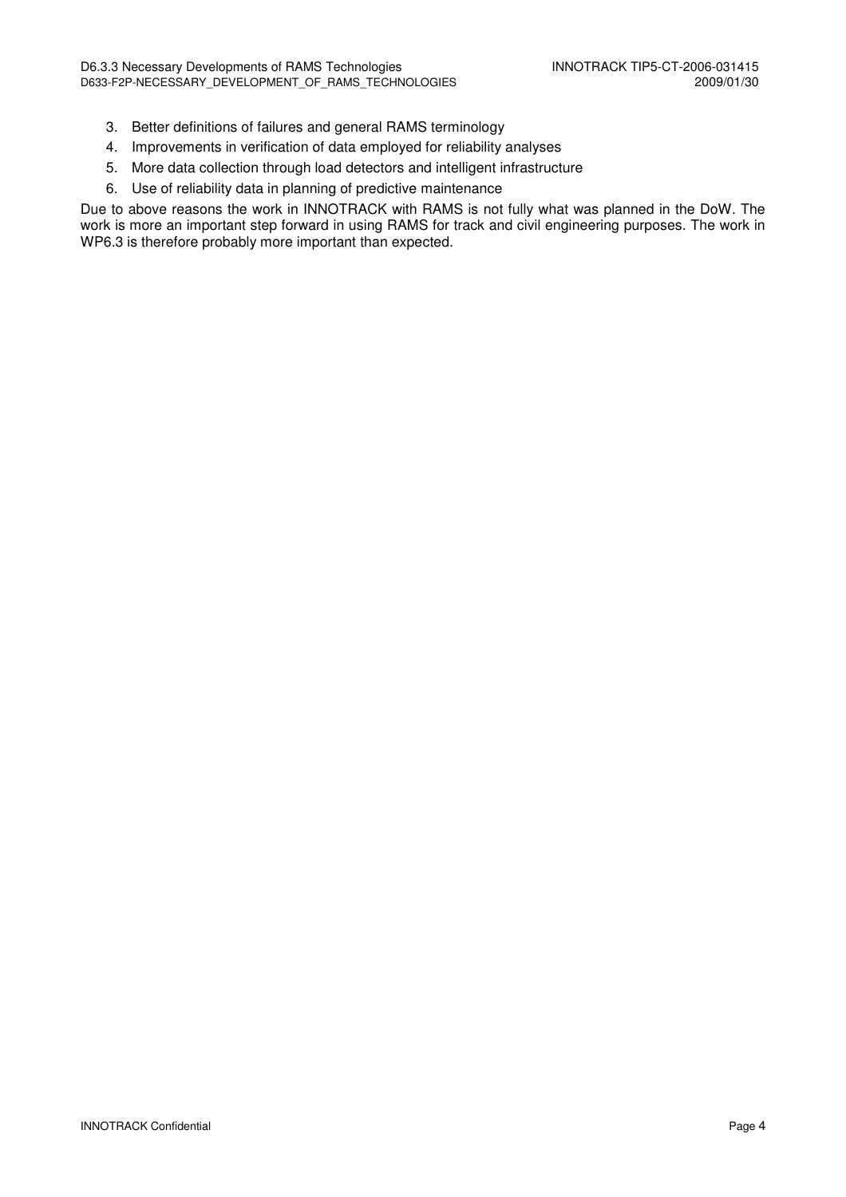3. Better definitions of failures and general RAMS terminology
4. Improvements in verification of data employed for reliability analyses
5. More data collection through load detectors and intelligent infrastructure
6. Use of reliability data in planning of predictive maintenance

Due to above reasons the work in INNOTRACK with RAMS is not fully what was planned in the DoW. The work is more an important step forward in using RAMS for track and civil engineering purposes. The work in WP6.3 is therefore probably more important than expected.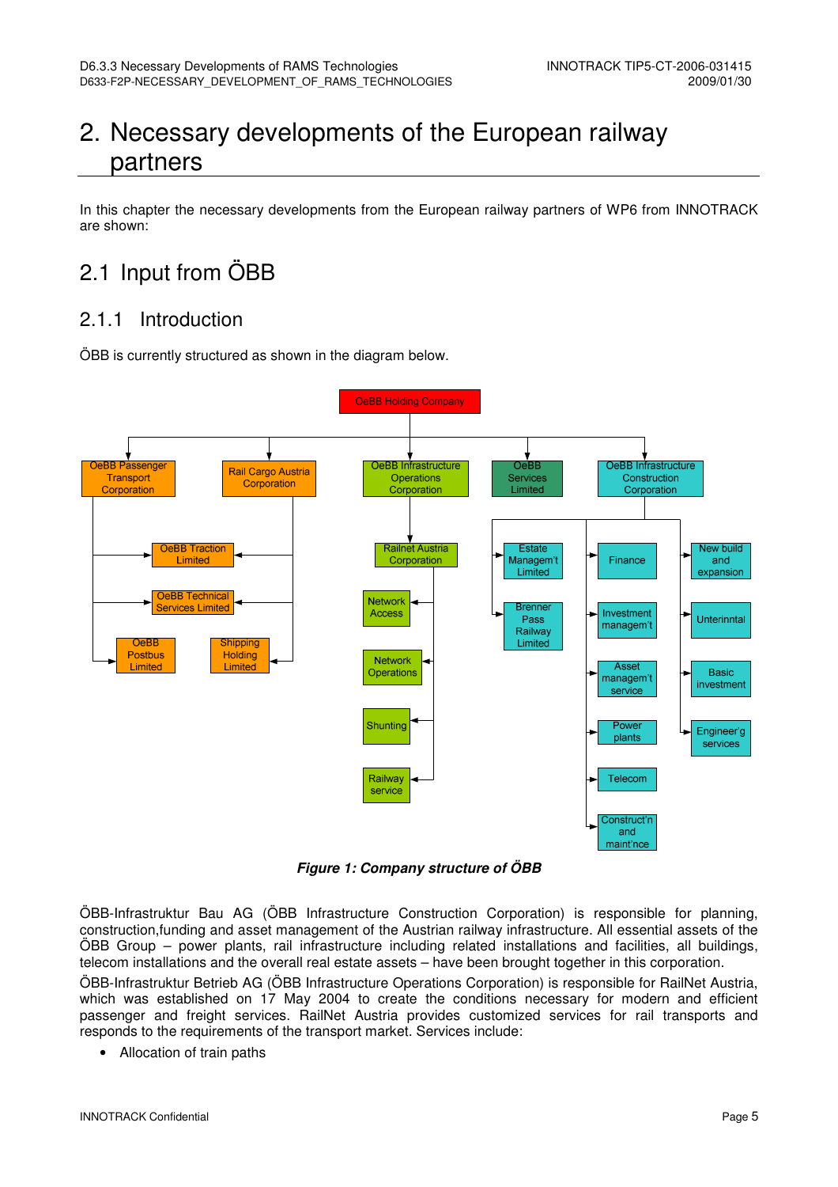# 2. Necessary developments of the European railway partners

In this chapter the necessary developments from the European railway partners of WP6 from INNOTRACK are shown:

## 2.1 Input from ÖBB

### 2.1.1 Introduction

ÖBB is currently structured as shown in the diagram below.

- OeBB Holding Company
  - OeBB Passenger Transport Corporation
    - OeBB Traction Limited
    - OeBB Technical Services Limited
    - OeBB Postbus Limited
  - Rail Cargo Austria Corporation
    - OeBB Traction Limited
    - OeBB Technical Services Limited
    - Shipping Holding Limited
  - OeBB Infrastructure Operations Corporation
    - Railnet Austria Corporation
      - Network Access
      - Network Operations
      - Shunting
      - Railway service
  - OeBB Services Limited
  - OeBB Infrastructure Construction Corporation
    - Estate Managem't Limited
    - Brenner Pass Railway Limited
    - Finance
    - Investment managem't
    - Asset managem't service
    - Power plants
    - Telecom
    - Construct'n and maint'nce
    - New build and expansion
    - Unterinntal
    - Basic investment
    - Engineer'g services

***Figure 1: Company structure of ÖBB***

ÖBB-Infrastruktur Bau AG (ÖBB Infrastructure Construction Corporation) is responsible for planning, construction,funding and asset management of the Austrian railway infrastructure. All essential assets of the ÖBB Group – power plants, rail infrastructure including related installations and facilities, all buildings, telecom installations and the overall real estate assets – have been brought together in this corporation.

ÖBB-Infrastruktur Betrieb AG (ÖBB Infrastructure Operations Corporation) is responsible for RailNet Austria, which was established on 17 May 2004 to create the conditions necessary for modern and efficient passenger and freight services. RailNet Austria provides customized services for rail transports and responds to the requirements of the transport market. Services include:

- Allocation of train paths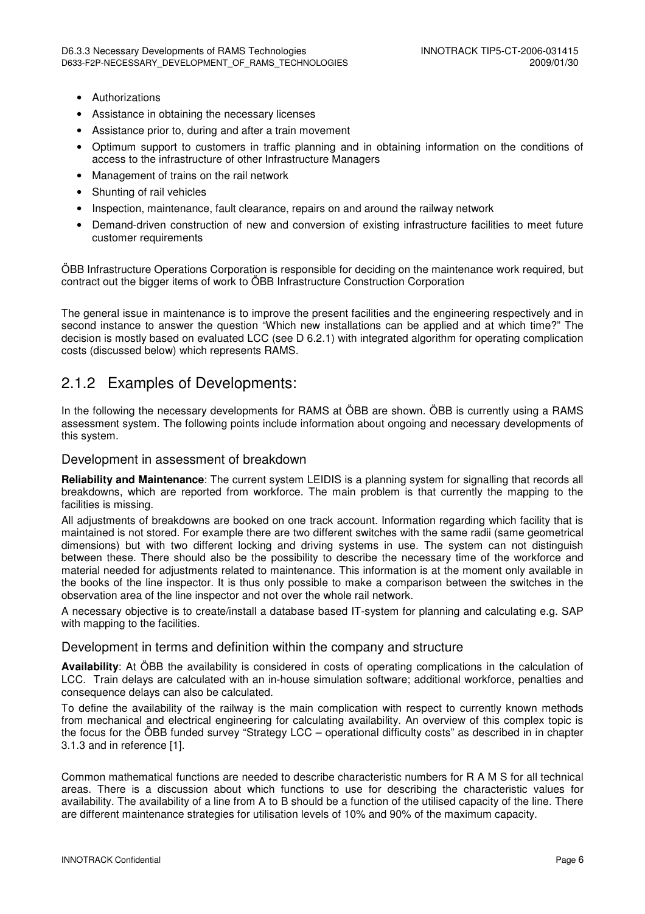- Authorizations
- Assistance in obtaining the necessary licenses
- Assistance prior to, during and after a train movement
- Optimum support to customers in traffic planning and in obtaining information on the conditions of access to the infrastructure of other Infrastructure Managers
- Management of trains on the rail network
- Shunting of rail vehicles
- Inspection, maintenance, fault clearance, repairs on and around the railway network
- Demand-driven construction of new and conversion of existing infrastructure facilities to meet future customer requirements

ÖBB Infrastructure Operations Corporation is responsible for deciding on the maintenance work required, but contract out the bigger items of work to ÖBB Infrastructure Construction Corporation

The general issue in maintenance is to improve the present facilities and the engineering respectively and in second instance to answer the question "Which new installations can be applied and at which time?" The decision is mostly based on evaluated LCC (see D 6.2.1) with integrated algorithm for operating complication costs (discussed below) which represents RAMS.

## 2.1.2 Examples of Developments:

In the following the necessary developments for RAMS at ÖBB are shown. ÖBB is currently using a RAMS assessment system. The following points include information about ongoing and necessary developments of this system.

### Development in assessment of breakdown

**Reliability and Maintenance**: The current system LEIDIS is a planning system for signalling that records all breakdowns, which are reported from workforce. The main problem is that currently the mapping to the facilities is missing.

All adjustments of breakdowns are booked on one track account. Information regarding which facility that is maintained is not stored. For example there are two different switches with the same radii (same geometrical dimensions) but with two different locking and driving systems in use. The system can not distinguish between these. There should also be the possibility to describe the necessary time of the workforce and material needed for adjustments related to maintenance. This information is at the moment only available in the books of the line inspector. It is thus only possible to make a comparison between the switches in the observation area of the line inspector and not over the whole rail network.

A necessary objective is to create/install a database based IT-system for planning and calculating e.g. SAP with mapping to the facilities.

### Development in terms and definition within the company and structure

**Availability**: At ÖBB the availability is considered in costs of operating complications in the calculation of LCC. Train delays are calculated with an in-house simulation software; additional workforce, penalties and consequence delays can also be calculated.

To define the availability of the railway is the main complication with respect to currently known methods from mechanical and electrical engineering for calculating availability. An overview of this complex topic is the focus for the ÖBB funded survey "Strategy LCC – operational difficulty costs" as described in in chapter 3.1.3 and in reference [1].

Common mathematical functions are needed to describe characteristic numbers for R A M S for all technical areas. There is a discussion about which functions to use for describing the characteristic values for availability. The availability of a line from A to B should be a function of the utilised capacity of the line. There are different maintenance strategies for utilisation levels of 10% and 90% of the maximum capacity.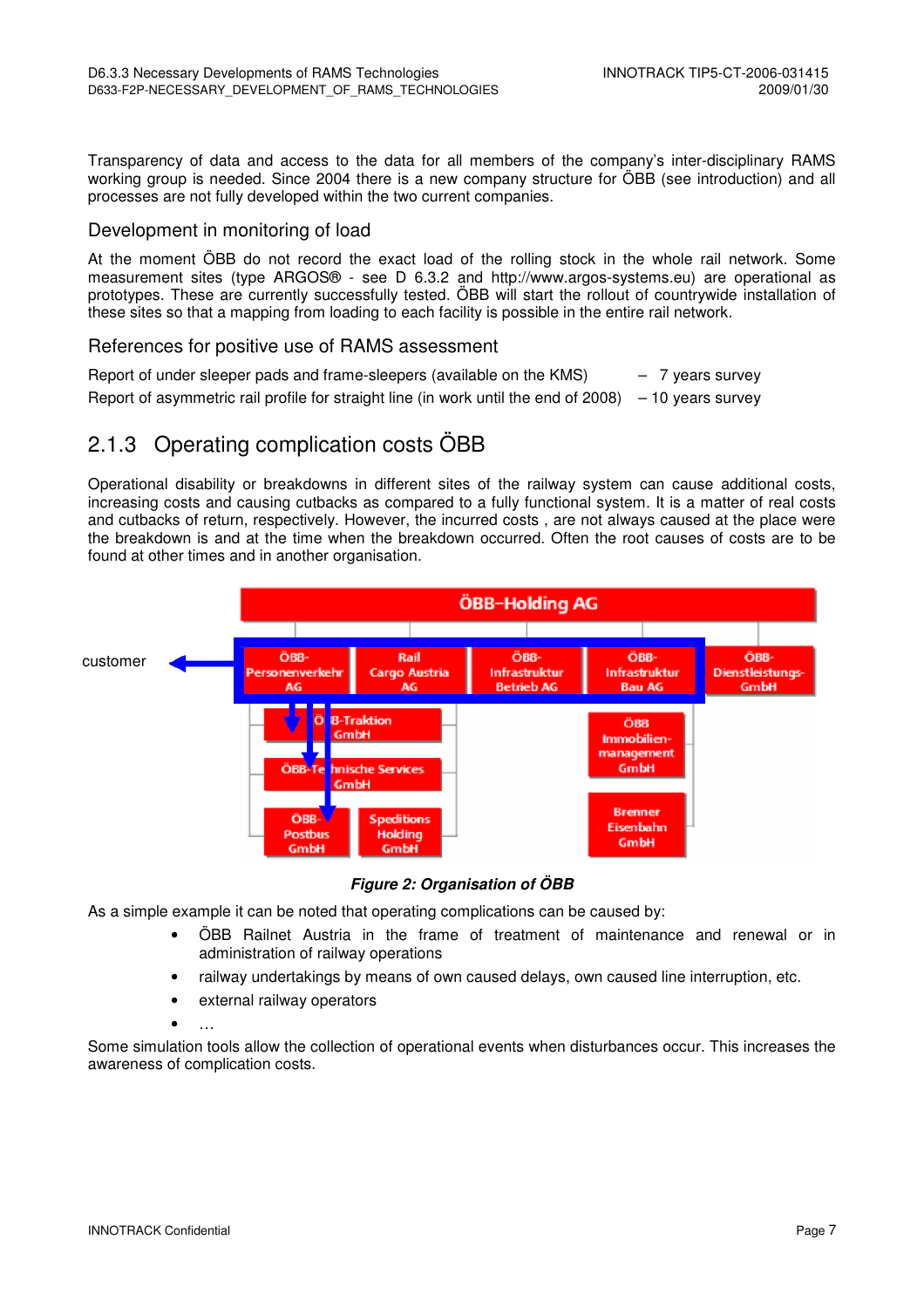Transparency of data and access to the data for all members of the company's inter-disciplinary RAMS working group is needed. Since 2004 there is a new company structure for ÖBB (see introduction) and all processes are not fully developed within the two current companies.

### Development in monitoring of load

At the moment ÖBB do not record the exact load of the rolling stock in the whole rail network. Some measurement sites (type ARGOS® - see D 6.3.2 and http://www.argos-systems.eu) are operational as prototypes. These are currently successfully tested. ÖBB will start the rollout of countrywide installation of these sites so that a mapping from loading to each facility is possible in the entire rail network.

### References for positive use of RAMS assessment

Report of under sleeper pads and frame-sleepers (available on the KMS) – 7 years survey

Report of asymmetric rail profile for straight line (in work until the end of 2008) – 10 years survey

## 2.1.3 Operating complication costs ÖBB

Operational disability or breakdowns in different sites of the railway system can cause additional costs, increasing costs and causing cutbacks as compared to a fully functional system. It is a matter of real costs and cutbacks of return, respectively. However, the incurred costs , are not always caused at the place were the breakdown is and at the time when the breakdown occurred. Often the root causes of costs are to be found at other times and in another organisation.

***Figure 2: Organisation of ÖBB***

As a simple example it can be noted that operating complications can be caused by:

- ÖBB Railnet Austria in the frame of treatment of maintenance and renewal or in administration of railway operations
- railway undertakings by means of own caused delays, own caused line interruption, etc.
- external railway operators
- …

Some simulation tools allow the collection of operational events when disturbances occur. This increases the awareness of complication costs.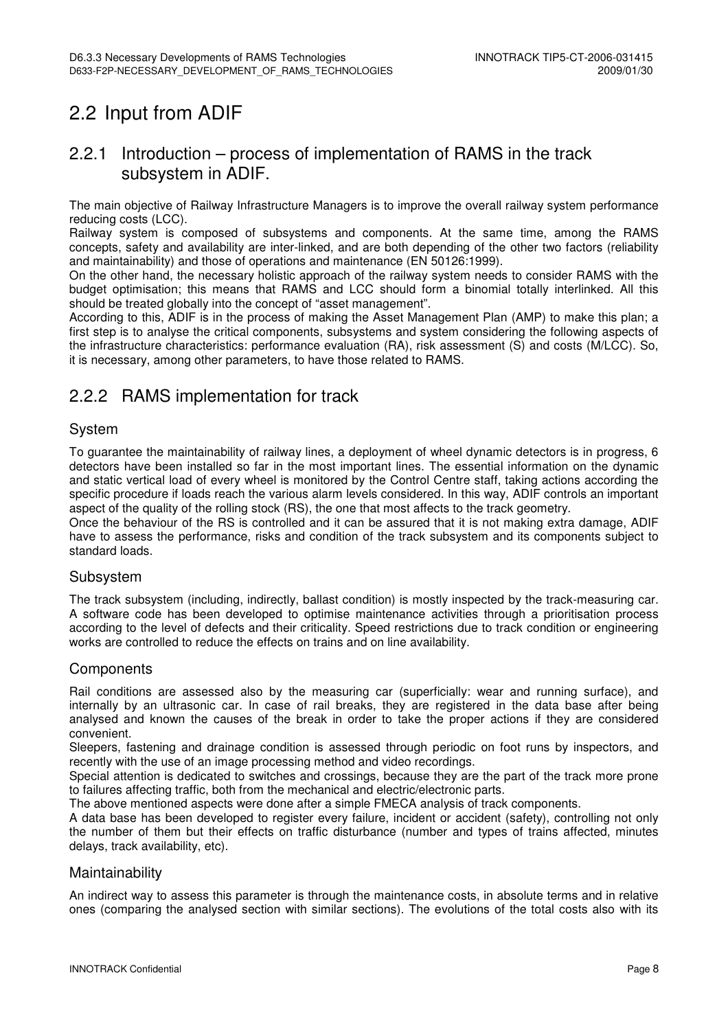## 2.2 Input from ADIF

### 2.2.1 Introduction – process of implementation of RAMS in the track subsystem in ADIF.

The main objective of Railway Infrastructure Managers is to improve the overall railway system performance reducing costs (LCC).

Railway system is composed of subsystems and components. At the same time, among the RAMS concepts, safety and availability are inter-linked, and are both depending of the other two factors (reliability and maintainability) and those of operations and maintenance (EN 50126:1999).

On the other hand, the necessary holistic approach of the railway system needs to consider RAMS with the budget optimisation; this means that RAMS and LCC should form a binomial totally interlinked. All this should be treated globally into the concept of "asset management".

According to this, ADIF is in the process of making the Asset Management Plan (AMP) to make this plan; a first step is to analyse the critical components, subsystems and system considering the following aspects of the infrastructure characteristics: performance evaluation (RA), risk assessment (S) and costs (M/LCC). So, it is necessary, among other parameters, to have those related to RAMS.

### 2.2.2 RAMS implementation for track

#### System

To guarantee the maintainability of railway lines, a deployment of wheel dynamic detectors is in progress, 6 detectors have been installed so far in the most important lines. The essential information on the dynamic and static vertical load of every wheel is monitored by the Control Centre staff, taking actions according the specific procedure if loads reach the various alarm levels considered. In this way, ADIF controls an important aspect of the quality of the rolling stock (RS), the one that most affects to the track geometry.

Once the behaviour of the RS is controlled and it can be assured that it is not making extra damage, ADIF have to assess the performance, risks and condition of the track subsystem and its components subject to standard loads.

#### Subsystem

The track subsystem (including, indirectly, ballast condition) is mostly inspected by the track-measuring car. A software code has been developed to optimise maintenance activities through a prioritisation process according to the level of defects and their criticality. Speed restrictions due to track condition or engineering works are controlled to reduce the effects on trains and on line availability.

#### Components

Rail conditions are assessed also by the measuring car (superficially: wear and running surface), and internally by an ultrasonic car. In case of rail breaks, they are registered in the data base after being analysed and known the causes of the break in order to take the proper actions if they are considered convenient.

Sleepers, fastening and drainage condition is assessed through periodic on foot runs by inspectors, and recently with the use of an image processing method and video recordings.

Special attention is dedicated to switches and crossings, because they are the part of the track more prone to failures affecting traffic, both from the mechanical and electric/electronic parts.

The above mentioned aspects were done after a simple FMECA analysis of track components.

A data base has been developed to register every failure, incident or accident (safety), controlling not only the number of them but their effects on traffic disturbance (number and types of trains affected, minutes delays, track availability, etc).

#### Maintainability

An indirect way to assess this parameter is through the maintenance costs, in absolute terms and in relative ones (comparing the analysed section with similar sections). The evolutions of the total costs also with its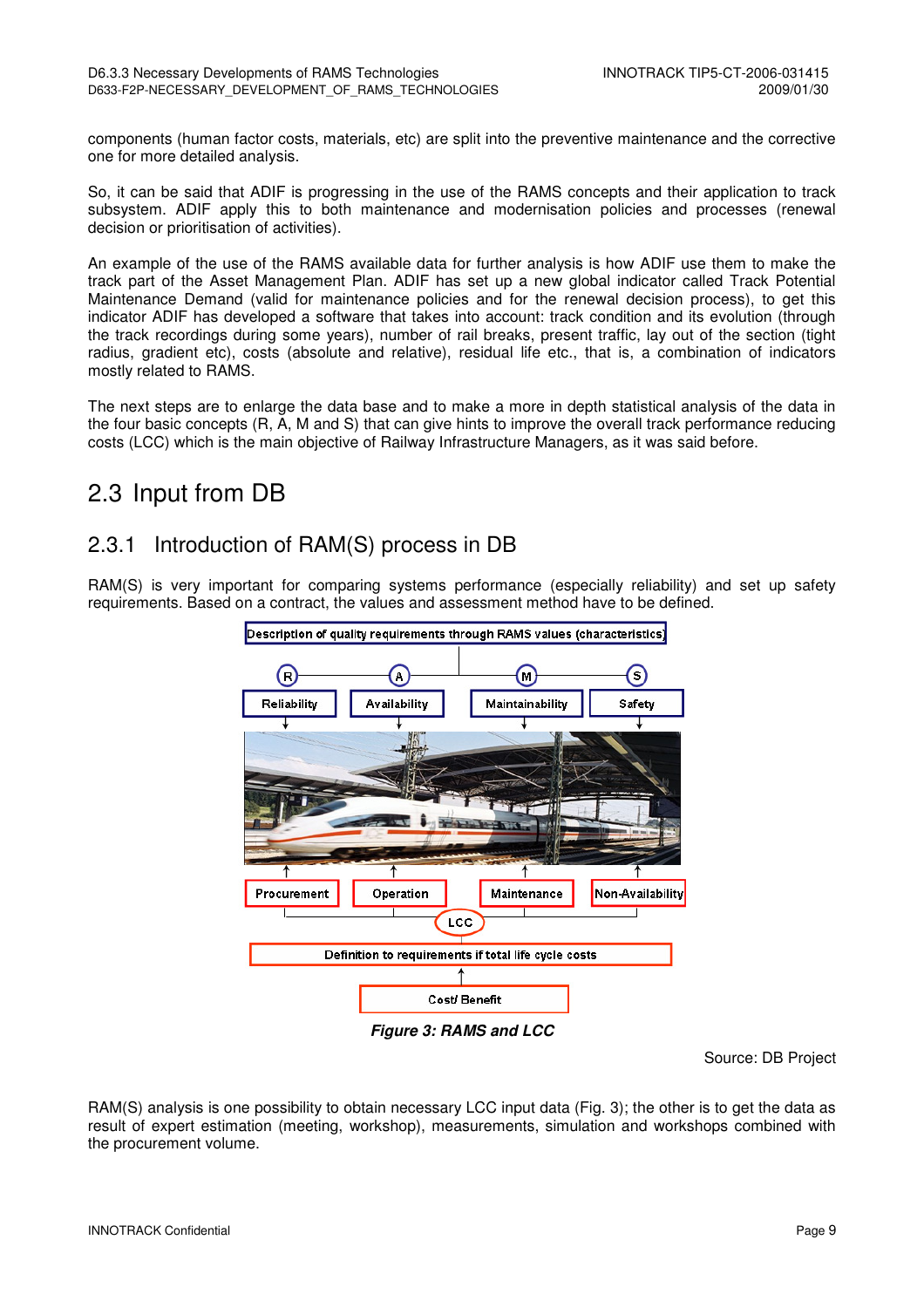components (human factor costs, materials, etc) are split into the preventive maintenance and the corrective one for more detailed analysis.

So, it can be said that ADIF is progressing in the use of the RAMS concepts and their application to track subsystem. ADIF apply this to both maintenance and modernisation policies and processes (renewal decision or prioritisation of activities).

An example of the use of the RAMS available data for further analysis is how ADIF use them to make the track part of the Asset Management Plan. ADIF has set up a new global indicator called Track Potential Maintenance Demand (valid for maintenance policies and for the renewal decision process), to get this indicator ADIF has developed a software that takes into account: track condition and its evolution (through the track recordings during some years), number of rail breaks, present traffic, lay out of the section (tight radius, gradient etc), costs (absolute and relative), residual life etc., that is, a combination of indicators mostly related to RAMS.

The next steps are to enlarge the data base and to make a more in depth statistical analysis of the data in the four basic concepts (R, A, M and S) that can give hints to improve the overall track performance reducing costs (LCC) which is the main objective of Railway Infrastructure Managers, as it was said before.

## 2.3 Input from DB

### 2.3.1 Introduction of RAM(S) process in DB

RAM(S) is very important for comparing systems performance (especially reliability) and set up safety requirements. Based on a contract, the values and assessment method have to be defined.

**Figure 3: RAMS and LCC**

Source: DB Project

RAM(S) analysis is one possibility to obtain necessary LCC input data (Fig. 3); the other is to get the data as result of expert estimation (meeting, workshop), measurements, simulation and workshops combined with the procurement volume.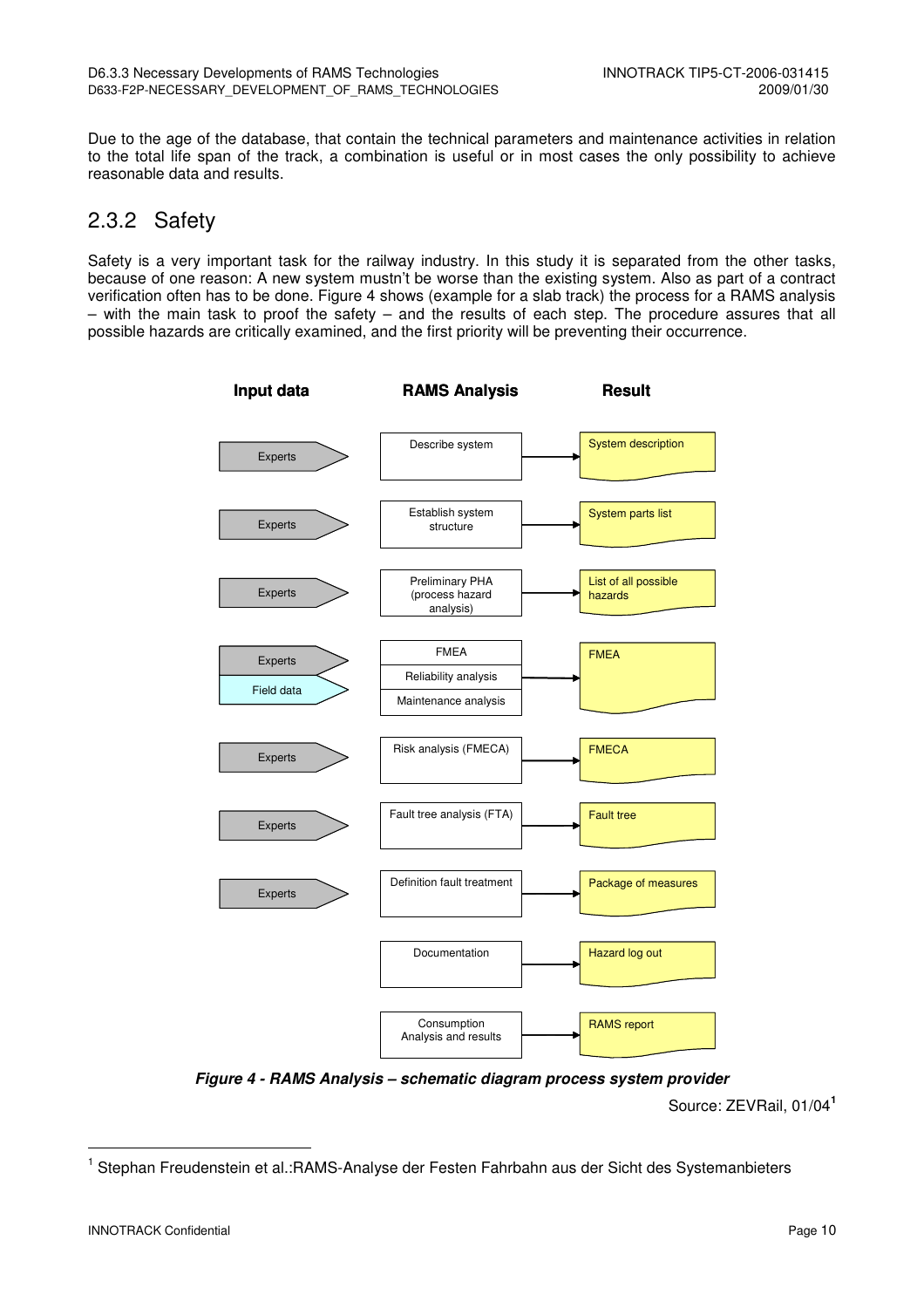Due to the age of the database, that contain the technical parameters and maintenance activities in relation to the total life span of the track, a combination is useful or in most cases the only possibility to achieve reasonable data and results.

## 2.3.2 Safety

Safety is a very important task for the railway industry. In this study it is separated from the other tasks, because of one reason: A new system mustn't be worse than the existing system. Also as part of a contract verification often has to be done. Figure 4 shows (example for a slab track) the process for a RAMS analysis – with the main task to proof the safety – and the results of each step. The procedure assures that all possible hazards are critically examined, and the first priority will be preventing their occurrence.

| Input data | RAMS Analysis | Result |
|---|---|---|
| Experts | Describe system | System description |
| Experts | Establish system structure | System parts list |
| Experts | Preliminary PHA (process hazard analysis) | List of all possible hazards |
| Experts, Field data | FMEA, Reliability analysis, Maintenance analysis | FMEA |
| Experts | Risk analysis (FMECA) | FMECA |
| Experts | Fault tree analysis (FTA) | Fault tree |
| Experts | Definition fault treatment | Package of measures |
| | Documentation | Hazard log out |
| | Consumption Analysis and results | RAMS report |

***Figure 4 - RAMS Analysis – schematic diagram process system provider***

Source: ZEVRail, 01/04[1]

[1] Stephan Freudenstein et al.:RAMS-Analyse der Festen Fahrbahn aus der Sicht des Systemanbieters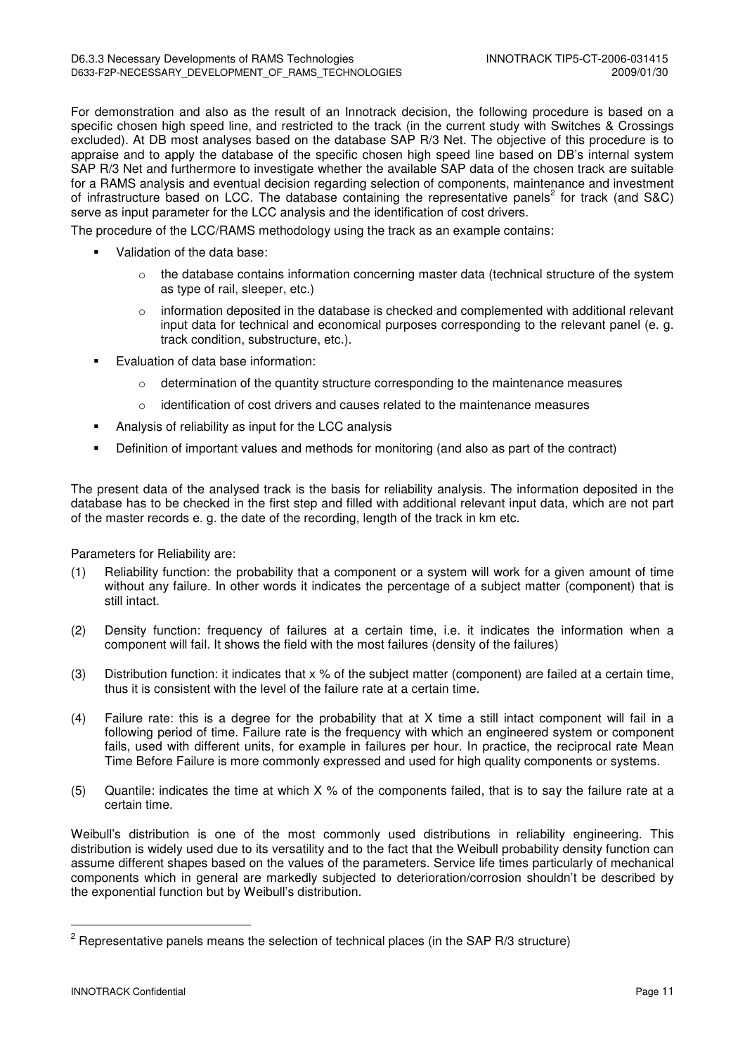For demonstration and also as the result of an Innotrack decision, the following procedure is based on a specific chosen high speed line, and restricted to the track (in the current study with Switches & Crossings excluded). At DB most analyses based on the database SAP R/3 Net. The objective of this procedure is to appraise and to apply the database of the specific chosen high speed line based on DB's internal system SAP R/3 Net and furthermore to investigate whether the available SAP data of the chosen track are suitable for a RAMS analysis and eventual decision regarding selection of components, maintenance and investment of infrastructure based on LCC. The database containing the representative panels[2] for track (and S&C) serve as input parameter for the LCC analysis and the identification of cost drivers.

The procedure of the LCC/RAMS methodology using the track as an example contains:

- Validation of the data base:
  - the database contains information concerning master data (technical structure of the system as type of rail, sleeper, etc.)
  - information deposited in the database is checked and complemented with additional relevant input data for technical and economical purposes corresponding to the relevant panel (e. g. track condition, substructure, etc.).
- Evaluation of data base information:
  - determination of the quantity structure corresponding to the maintenance measures
  - identification of cost drivers and causes related to the maintenance measures
- Analysis of reliability as input for the LCC analysis
- Definition of important values and methods for monitoring (and also as part of the contract)

The present data of the analysed track is the basis for reliability analysis. The information deposited in the database has to be checked in the first step and filled with additional relevant input data, which are not part of the master records e. g. the date of the recording, length of the track in km etc.

Parameters for Reliability are:

(1) Reliability function: the probability that a component or a system will work for a given amount of time without any failure. In other words it indicates the percentage of a subject matter (component) that is still intact.

(2) Density function: frequency of failures at a certain time, i.e. it indicates the information when a component will fail. It shows the field with the most failures (density of the failures)

(3) Distribution function: it indicates that x % of the subject matter (component) are failed at a certain time, thus it is consistent with the level of the failure rate at a certain time.

(4) Failure rate: this is a degree for the probability that at X time a still intact component will fail in a following period of time. Failure rate is the frequency with which an engineered system or component fails, used with different units, for example in failures per hour. In practice, the reciprocal rate Mean Time Before Failure is more commonly expressed and used for high quality components or systems.

(5) Quantile: indicates the time at which X % of the components failed, that is to say the failure rate at a certain time.

Weibull's distribution is one of the most commonly used distributions in reliability engineering. This distribution is widely used due to its versatility and to the fact that the Weibull probability density function can assume different shapes based on the values of the parameters. Service life times particularly of mechanical components which in general are markedly subjected to deterioration/corrosion shouldn't be described by the exponential function but by Weibull's distribution.

---

[2] Representative panels means the selection of technical places (in the SAP R/3 structure)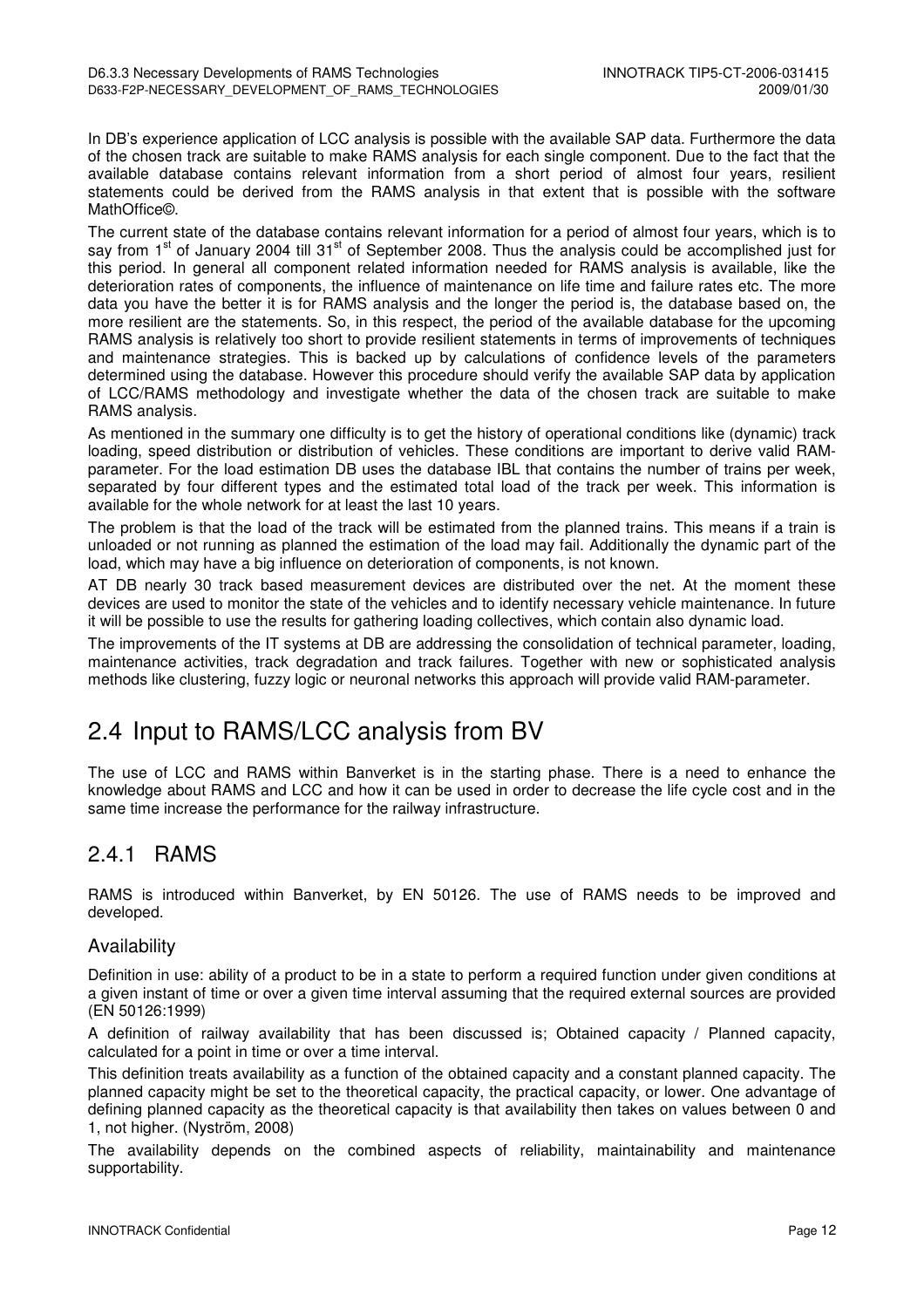In DB's experience application of LCC analysis is possible with the available SAP data. Furthermore the data of the chosen track are suitable to make RAMS analysis for each single component. Due to the fact that the available database contains relevant information from a short period of almost four years, resilient statements could be derived from the RAMS analysis in that extent that is possible with the software MathOffice©.

The current state of the database contains relevant information for a period of almost four years, which is to say from 1st of January 2004 till 31st of September 2008. Thus the analysis could be accomplished just for this period. In general all component related information needed for RAMS analysis is available, like the deterioration rates of components, the influence of maintenance on life time and failure rates etc. The more data you have the better it is for RAMS analysis and the longer the period is, the database based on, the more resilient are the statements. So, in this respect, the period of the available database for the upcoming RAMS analysis is relatively too short to provide resilient statements in terms of improvements of techniques and maintenance strategies. This is backed up by calculations of confidence levels of the parameters determined using the database. However this procedure should verify the available SAP data by application of LCC/RAMS methodology and investigate whether the data of the chosen track are suitable to make RAMS analysis.

As mentioned in the summary one difficulty is to get the history of operational conditions like (dynamic) track loading, speed distribution or distribution of vehicles. These conditions are important to derive valid RAM-parameter. For the load estimation DB uses the database IBL that contains the number of trains per week, separated by four different types and the estimated total load of the track per week. This information is available for the whole network for at least the last 10 years.

The problem is that the load of the track will be estimated from the planned trains. This means if a train is unloaded or not running as planned the estimation of the load may fail. Additionally the dynamic part of the load, which may have a big influence on deterioration of components, is not known.

AT DB nearly 30 track based measurement devices are distributed over the net. At the moment these devices are used to monitor the state of the vehicles and to identify necessary vehicle maintenance. In future it will be possible to use the results for gathering loading collectives, which contain also dynamic load.

The improvements of the IT systems at DB are addressing the consolidation of technical parameter, loading, maintenance activities, track degradation and track failures. Together with new or sophisticated analysis methods like clustering, fuzzy logic or neuronal networks this approach will provide valid RAM-parameter.

## 2.4 Input to RAMS/LCC analysis from BV

The use of LCC and RAMS within Banverket is in the starting phase. There is a need to enhance the knowledge about RAMS and LCC and how it can be used in order to decrease the life cycle cost and in the same time increase the performance for the railway infrastructure.

### 2.4.1 RAMS

RAMS is introduced within Banverket, by EN 50126. The use of RAMS needs to be improved and developed.

#### Availability

Definition in use: ability of a product to be in a state to perform a required function under given conditions at a given instant of time or over a given time interval assuming that the required external sources are provided (EN 50126:1999)

A definition of railway availability that has been discussed is; Obtained capacity / Planned capacity, calculated for a point in time or over a time interval.

This definition treats availability as a function of the obtained capacity and a constant planned capacity. The planned capacity might be set to the theoretical capacity, the practical capacity, or lower. One advantage of defining planned capacity as the theoretical capacity is that availability then takes on values between 0 and 1, not higher. (Nyström, 2008)

The availability depends on the combined aspects of reliability, maintainability and maintenance supportability.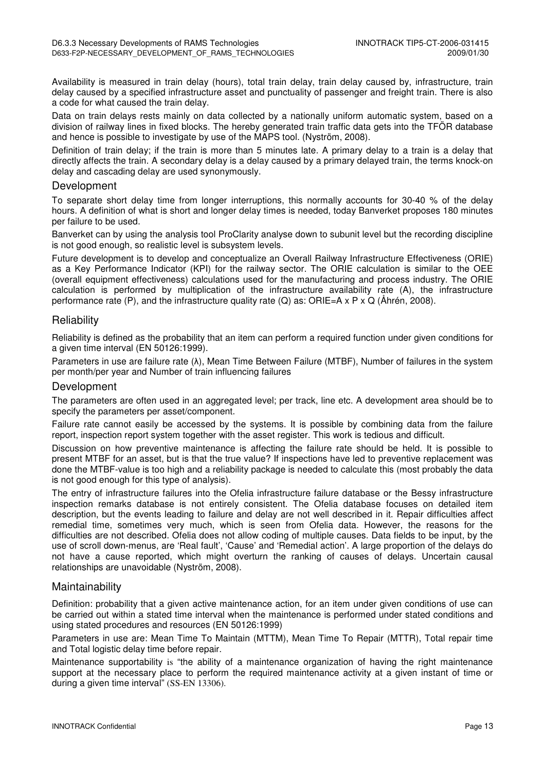Availability is measured in train delay (hours), total train delay, train delay caused by, infrastructure, train delay caused by a specified infrastructure asset and punctuality of passenger and freight train. There is also a code for what caused the train delay.

Data on train delays rests mainly on data collected by a nationally uniform automatic system, based on a division of railway lines in fixed blocks. The hereby generated train traffic data gets into the TFÖR database and hence is possible to investigate by use of the MAPS tool. (Nyström, 2008).

Definition of train delay; if the train is more than 5 minutes late. A primary delay to a train is a delay that directly affects the train. A secondary delay is a delay caused by a primary delayed train, the terms knock-on delay and cascading delay are used synonymously.

### Development

To separate short delay time from longer interruptions, this normally accounts for 30-40 % of the delay hours. A definition of what is short and longer delay times is needed, today Banverket proposes 180 minutes per failure to be used.

Banverket can by using the analysis tool ProClarity analyse down to subunit level but the recording discipline is not good enough, so realistic level is subsystem levels.

Future development is to develop and conceptualize an Overall Railway Infrastructure Effectiveness (ORIE) as a Key Performance Indicator (KPI) for the railway sector. The ORIE calculation is similar to the OEE (overall equipment effectiveness) calculations used for the manufacturing and process industry. The ORIE calculation is performed by multiplication of the infrastructure availability rate (A), the infrastructure performance rate (P), and the infrastructure quality rate (Q) as: $ORIE = A \times P \times Q$ (Åhrén, 2008).

## Reliability

Reliability is defined as the probability that an item can perform a required function under given conditions for a given time interval (EN 50126:1999).

Parameters in use are failure rate ($\lambda$), Mean Time Between Failure (MTBF), Number of failures in the system per month/per year and Number of train influencing failures

### Development

The parameters are often used in an aggregated level; per track, line etc. A development area should be to specify the parameters per asset/component.

Failure rate cannot easily be accessed by the systems. It is possible by combining data from the failure report, inspection report system together with the asset register. This work is tedious and difficult.

Discussion on how preventive maintenance is affecting the failure rate should be held. It is possible to present MTBF for an asset, but is that the true value? If inspections have led to preventive replacement was done the MTBF-value is too high and a reliability package is needed to calculate this (most probably the data is not good enough for this type of analysis).

The entry of infrastructure failures into the Ofelia infrastructure failure database or the Bessy infrastructure inspection remarks database is not entirely consistent. The Ofelia database focuses on detailed item description, but the events leading to failure and delay are not well described in it. Repair difficulties affect remedial time, sometimes very much, which is seen from Ofelia data. However, the reasons for the difficulties are not described. Ofelia does not allow coding of multiple causes. Data fields to be input, by the use of scroll down-menus, are 'Real fault', 'Cause' and 'Remedial action'. A large proportion of the delays do not have a cause reported, which might overturn the ranking of causes of delays. Uncertain causal relationships are unavoidable (Nyström, 2008).

## Maintainability

Definition: probability that a given active maintenance action, for an item under given conditions of use can be carried out within a stated time interval when the maintenance is performed under stated conditions and using stated procedures and resources (EN 50126:1999)

Parameters in use are: Mean Time To Maintain (MTTM), Mean Time To Repair (MTTR), Total repair time and Total logistic delay time before repair.

Maintenance supportability is "the ability of a maintenance organization of having the right maintenance support at the necessary place to perform the required maintenance activity at a given instant of time or during a given time interval" (SS-EN 13306).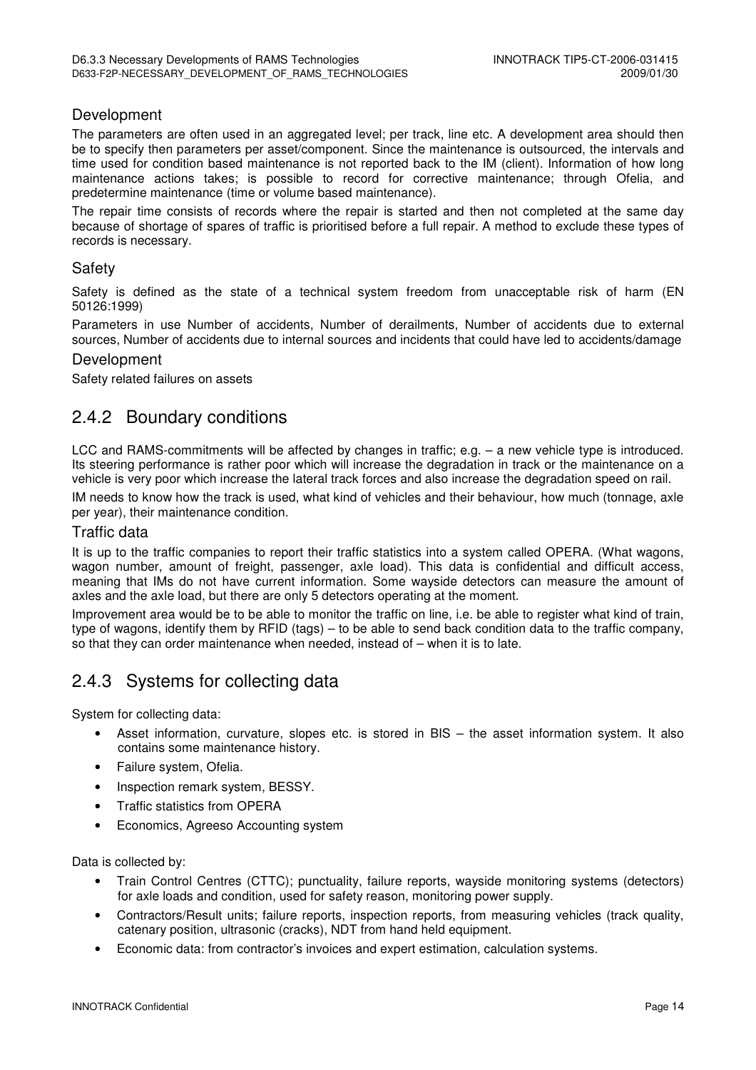### Development

The parameters are often used in an aggregated level; per track, line etc. A development area should then be to specify then parameters per asset/component. Since the maintenance is outsourced, the intervals and time used for condition based maintenance is not reported back to the IM (client). Information of how long maintenance actions takes; is possible to record for corrective maintenance; through Ofelia, and predetermine maintenance (time or volume based maintenance).

The repair time consists of records where the repair is started and then not completed at the same day because of shortage of spares of traffic is prioritised before a full repair. A method to exclude these types of records is necessary.

### Safety

Safety is defined as the state of a technical system freedom from unacceptable risk of harm (EN 50126:1999)

Parameters in use Number of accidents, Number of derailments, Number of accidents due to external sources, Number of accidents due to internal sources and incidents that could have led to accidents/damage

### Development

Safety related failures on assets

## 2.4.2 Boundary conditions

LCC and RAMS-commitments will be affected by changes in traffic; e.g. – a new vehicle type is introduced. Its steering performance is rather poor which will increase the degradation in track or the maintenance on a vehicle is very poor which increase the lateral track forces and also increase the degradation speed on rail.

IM needs to know how the track is used, what kind of vehicles and their behaviour, how much (tonnage, axle per year), their maintenance condition.

### Traffic data

It is up to the traffic companies to report their traffic statistics into a system called OPERA. (What wagons, wagon number, amount of freight, passenger, axle load). This data is confidential and difficult access, meaning that IMs do not have current information. Some wayside detectors can measure the amount of axles and the axle load, but there are only 5 detectors operating at the moment.

Improvement area would be to be able to monitor the traffic on line, i.e. be able to register what kind of train, type of wagons, identify them by RFID (tags) – to be able to send back condition data to the traffic company, so that they can order maintenance when needed, instead of – when it is to late.

## 2.4.3 Systems for collecting data

System for collecting data:

- Asset information, curvature, slopes etc. is stored in BIS – the asset information system. It also contains some maintenance history.
- Failure system, Ofelia.
- Inspection remark system, BESSY.
- Traffic statistics from OPERA
- Economics, Agreeso Accounting system

Data is collected by:

- Train Control Centres (CTTC); punctuality, failure reports, wayside monitoring systems (detectors) for axle loads and condition, used for safety reason, monitoring power supply.
- Contractors/Result units; failure reports, inspection reports, from measuring vehicles (track quality, catenary position, ultrasonic (cracks), NDT from hand held equipment.
- Economic data: from contractor's invoices and expert estimation, calculation systems.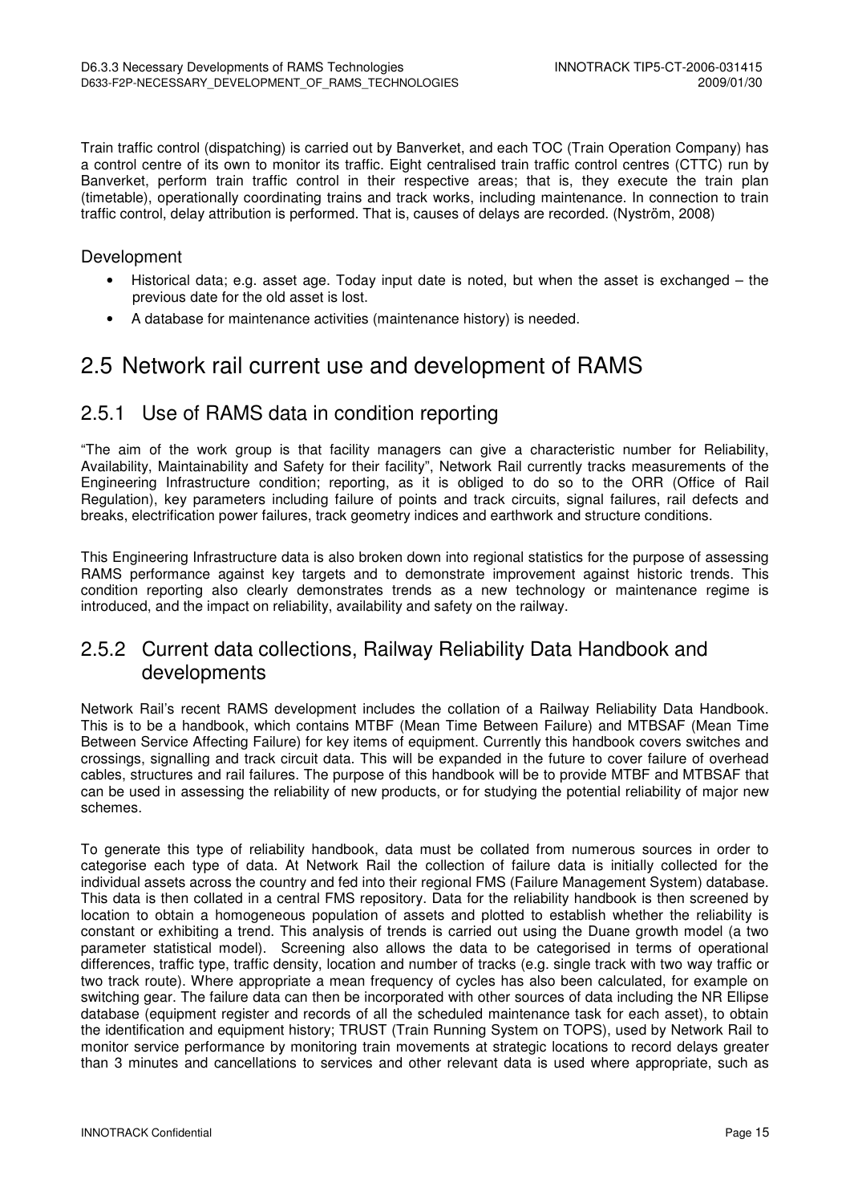Train traffic control (dispatching) is carried out by Banverket, and each TOC (Train Operation Company) has a control centre of its own to monitor its traffic. Eight centralised train traffic control centres (CTTC) run by Banverket, perform train traffic control in their respective areas; that is, they execute the train plan (timetable), operationally coordinating trains and track works, including maintenance. In connection to train traffic control, delay attribution is performed. That is, causes of delays are recorded. (Nyström, 2008)

### Development

- Historical data; e.g. asset age. Today input date is noted, but when the asset is exchanged – the previous date for the old asset is lost.
- A database for maintenance activities (maintenance history) is needed.

# 2.5 Network rail current use and development of RAMS

## 2.5.1 Use of RAMS data in condition reporting

"The aim of the work group is that facility managers can give a characteristic number for Reliability, Availability, Maintainability and Safety for their facility", Network Rail currently tracks measurements of the Engineering Infrastructure condition; reporting, as it is obliged to do so to the ORR (Office of Rail Regulation), key parameters including failure of points and track circuits, signal failures, rail defects and breaks, electrification power failures, track geometry indices and earthwork and structure conditions.

This Engineering Infrastructure data is also broken down into regional statistics for the purpose of assessing RAMS performance against key targets and to demonstrate improvement against historic trends. This condition reporting also clearly demonstrates trends as a new technology or maintenance regime is introduced, and the impact on reliability, availability and safety on the railway.

## 2.5.2 Current data collections, Railway Reliability Data Handbook and developments

Network Rail's recent RAMS development includes the collation of a Railway Reliability Data Handbook. This is to be a handbook, which contains MTBF (Mean Time Between Failure) and MTBSAF (Mean Time Between Service Affecting Failure) for key items of equipment. Currently this handbook covers switches and crossings, signalling and track circuit data. This will be expanded in the future to cover failure of overhead cables, structures and rail failures. The purpose of this handbook will be to provide MTBF and MTBSAF that can be used in assessing the reliability of new products, or for studying the potential reliability of major new schemes.

To generate this type of reliability handbook, data must be collated from numerous sources in order to categorise each type of data. At Network Rail the collection of failure data is initially collected for the individual assets across the country and fed into their regional FMS (Failure Management System) database. This data is then collated in a central FMS repository. Data for the reliability handbook is then screened by location to obtain a homogeneous population of assets and plotted to establish whether the reliability is constant or exhibiting a trend. This analysis of trends is carried out using the Duane growth model (a two parameter statistical model). Screening also allows the data to be categorised in terms of operational differences, traffic type, traffic density, location and number of tracks (e.g. single track with two way traffic or two track route). Where appropriate a mean frequency of cycles has also been calculated, for example on switching gear. The failure data can then be incorporated with other sources of data including the NR Ellipse database (equipment register and records of all the scheduled maintenance task for each asset), to obtain the identification and equipment history; TRUST (Train Running System on TOPS), used by Network Rail to monitor service performance by monitoring train movements at strategic locations to record delays greater than 3 minutes and cancellations to services and other relevant data is used where appropriate, such as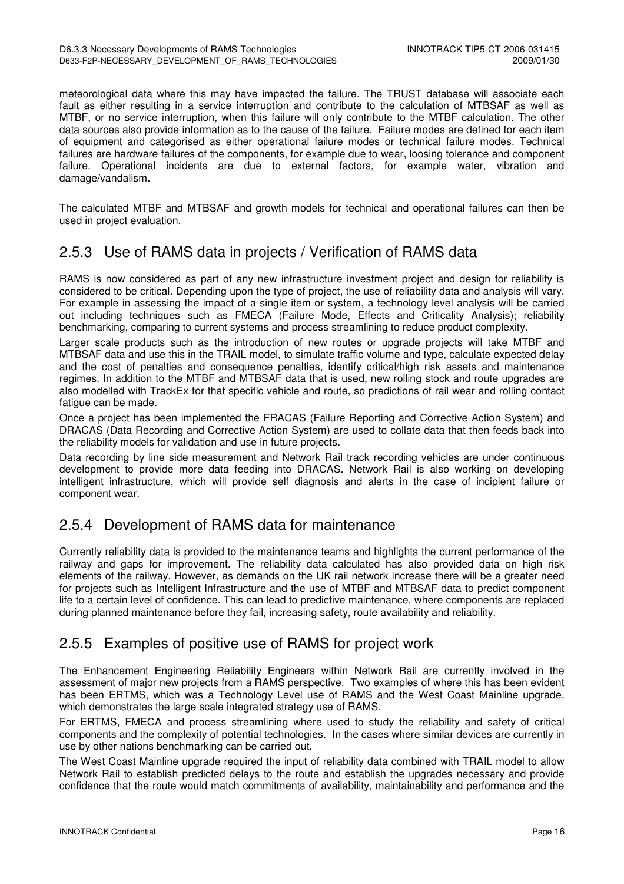meteorological data where this may have impacted the failure. The TRUST database will associate each fault as either resulting in a service interruption and contribute to the calculation of MTBSAF as well as MTBF, or no service interruption, when this failure will only contribute to the MTBF calculation. The other data sources also provide information as to the cause of the failure. Failure modes are defined for each item of equipment and categorised as either operational failure modes or technical failure modes. Technical failures are hardware failures of the components, for example due to wear, loosing tolerance and component failure. Operational incidents are due to external factors, for example water, vibration and damage/vandalism.

The calculated MTBF and MTBSAF and growth models for technical and operational failures can then be used in project evaluation.

### 2.5.3 Use of RAMS data in projects / Verification of RAMS data

RAMS is now considered as part of any new infrastructure investment project and design for reliability is considered to be critical. Depending upon the type of project, the use of reliability data and analysis will vary. For example in assessing the impact of a single item or system, a technology level analysis will be carried out including techniques such as FMECA (Failure Mode, Effects and Criticality Analysis); reliability benchmarking, comparing to current systems and process streamlining to reduce product complexity.

Larger scale products such as the introduction of new routes or upgrade projects will take MTBF and MTBSAF data and use this in the TRAIL model, to simulate traffic volume and type, calculate expected delay and the cost of penalties and consequence penalties, identify critical/high risk assets and maintenance regimes. In addition to the MTBF and MTBSAF data that is used, new rolling stock and route upgrades are also modelled with TrackEx for that specific vehicle and route, so predictions of rail wear and rolling contact fatigue can be made.

Once a project has been implemented the FRACAS (Failure Reporting and Corrective Action System) and DRACAS (Data Recording and Corrective Action System) are used to collate data that then feeds back into the reliability models for validation and use in future projects.

Data recording by line side measurement and Network Rail track recording vehicles are under continuous development to provide more data feeding into DRACAS. Network Rail is also working on developing intelligent infrastructure, which will provide self diagnosis and alerts in the case of incipient failure or component wear.

### 2.5.4 Development of RAMS data for maintenance

Currently reliability data is provided to the maintenance teams and highlights the current performance of the railway and gaps for improvement. The reliability data calculated has also provided data on high risk elements of the railway. However, as demands on the UK rail network increase there will be a greater need for projects such as Intelligent Infrastructure and the use of MTBF and MTBSAF data to predict component life to a certain level of confidence. This can lead to predictive maintenance, where components are replaced during planned maintenance before they fail, increasing safety, route availability and reliability.

### 2.5.5 Examples of positive use of RAMS for project work

The Enhancement Engineering Reliability Engineers within Network Rail are currently involved in the assessment of major new projects from a RAMS perspective. Two examples of where this has been evident has been ERTMS, which was a Technology Level use of RAMS and the West Coast Mainline upgrade, which demonstrates the large scale integrated strategy use of RAMS.

For ERTMS, FMECA and process streamlining where used to study the reliability and safety of critical components and the complexity of potential technologies. In the cases where similar devices are currently in use by other nations benchmarking can be carried out.

The West Coast Mainline upgrade required the input of reliability data combined with TRAIL model to allow Network Rail to establish predicted delays to the route and establish the upgrades necessary and provide confidence that the route would match commitments of availability, maintainability and performance and the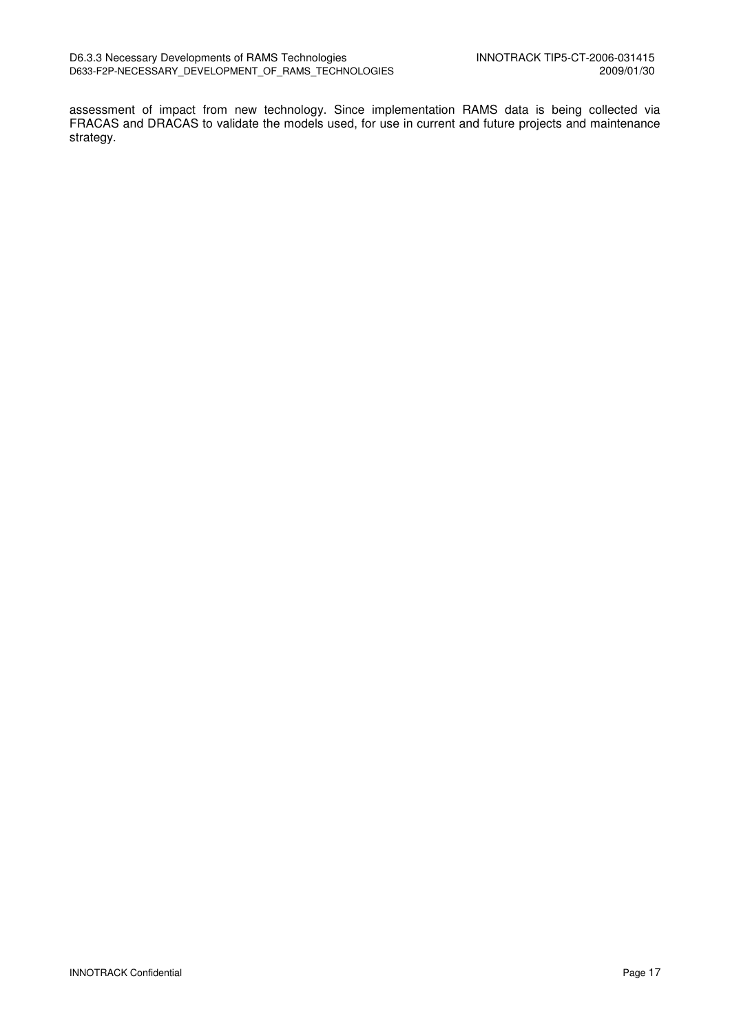assessment of impact from new technology. Since implementation RAMS data is being collected via FRACAS and DRACAS to validate the models used, for use in current and future projects and maintenance strategy.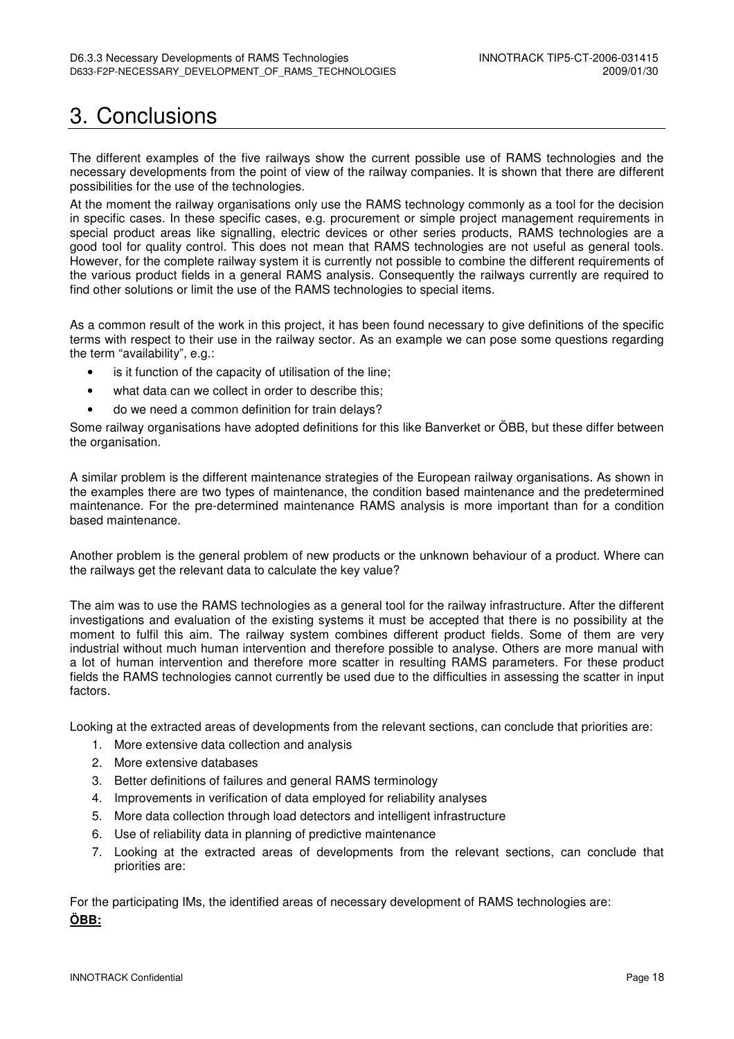# 3. Conclusions

The different examples of the five railways show the current possible use of RAMS technologies and the necessary developments from the point of view of the railway companies. It is shown that there are different possibilities for the use of the technologies.

At the moment the railway organisations only use the RAMS technology commonly as a tool for the decision in specific cases. In these specific cases, e.g. procurement or simple project management requirements in special product areas like signalling, electric devices or other series products, RAMS technologies are a good tool for quality control. This does not mean that RAMS technologies are not useful as general tools. However, for the complete railway system it is currently not possible to combine the different requirements of the various product fields in a general RAMS analysis. Consequently the railways currently are required to find other solutions or limit the use of the RAMS technologies to special items.

As a common result of the work in this project, it has been found necessary to give definitions of the specific terms with respect to their use in the railway sector. As an example we can pose some questions regarding the term "availability", e.g.:

- is it function of the capacity of utilisation of the line;
- what data can we collect in order to describe this;
- do we need a common definition for train delays?

Some railway organisations have adopted definitions for this like Banverket or ÖBB, but these differ between the organisation.

A similar problem is the different maintenance strategies of the European railway organisations. As shown in the examples there are two types of maintenance, the condition based maintenance and the predetermined maintenance. For the pre-determined maintenance RAMS analysis is more important than for a condition based maintenance.

Another problem is the general problem of new products or the unknown behaviour of a product. Where can the railways get the relevant data to calculate the key value?

The aim was to use the RAMS technologies as a general tool for the railway infrastructure. After the different investigations and evaluation of the existing systems it must be accepted that there is no possibility at the moment to fulfil this aim. The railway system combines different product fields. Some of them are very industrial without much human intervention and therefore possible to analyse. Others are more manual with a lot of human intervention and therefore more scatter in resulting RAMS parameters. For these product fields the RAMS technologies cannot currently be used due to the difficulties in assessing the scatter in input factors.

Looking at the extracted areas of developments from the relevant sections, can conclude that priorities are:

1. More extensive data collection and analysis
2. More extensive databases
3. Better definitions of failures and general RAMS terminology
4. Improvements in verification of data employed for reliability analyses
5. More data collection through load detectors and intelligent infrastructure
6. Use of reliability data in planning of predictive maintenance
7. Looking at the extracted areas of developments from the relevant sections, can conclude that priorities are:

For the participating IMs, the identified areas of necessary development of RAMS technologies are:

**ÖBB:**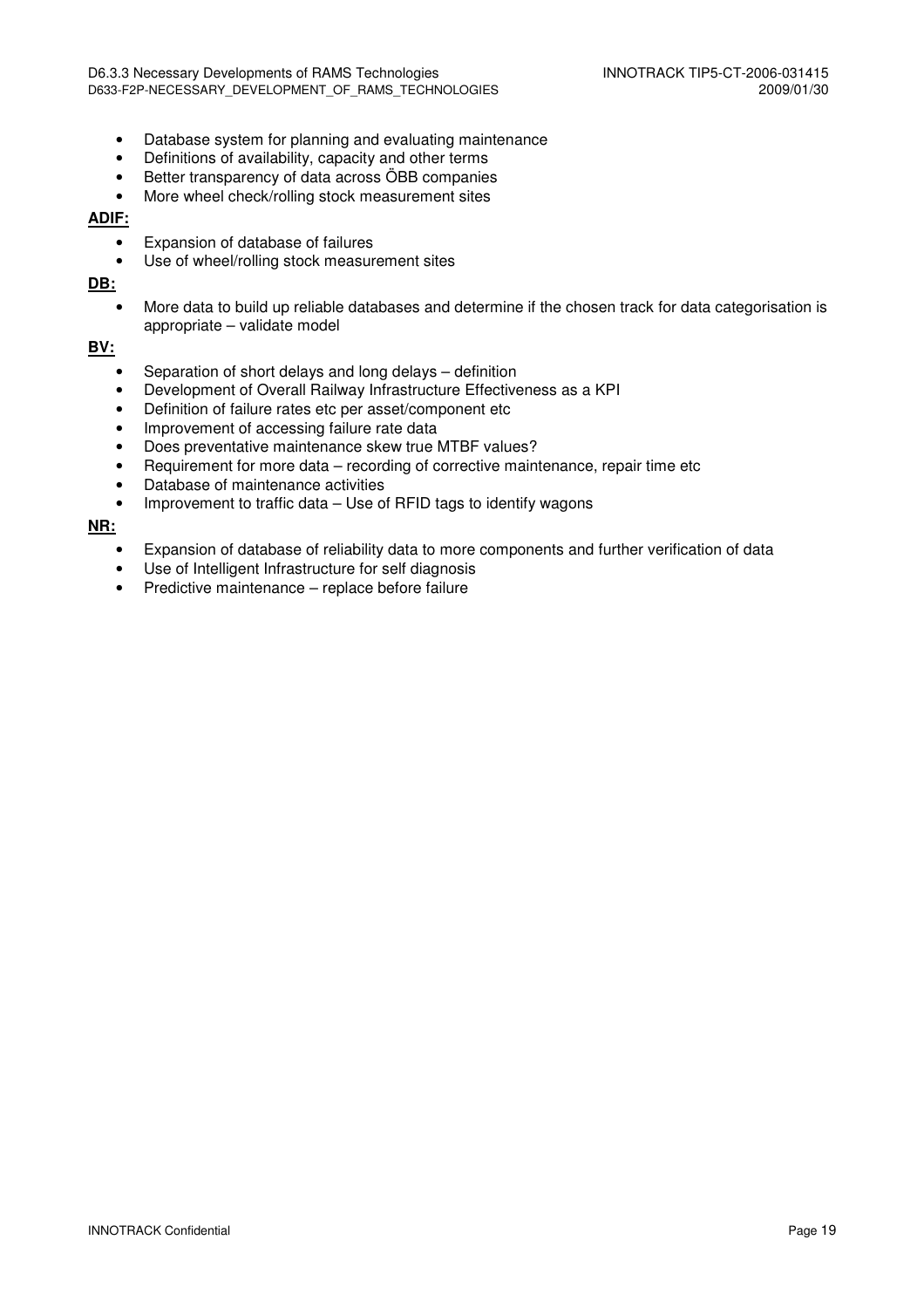- Database system for planning and evaluating maintenance
- Definitions of availability, capacity and other terms
- Better transparency of data across ÖBB companies
- More wheel check/rolling stock measurement sites

**ADIF:**

- Expansion of database of failures
- Use of wheel/rolling stock measurement sites

**DB:**

- More data to build up reliable databases and determine if the chosen track for data categorisation is appropriate – validate model

**BV:**

- Separation of short delays and long delays – definition
- Development of Overall Railway Infrastructure Effectiveness as a KPI
- Definition of failure rates etc per asset/component etc
- Improvement of accessing failure rate data
- Does preventative maintenance skew true MTBF values?
- Requirement for more data – recording of corrective maintenance, repair time etc
- Database of maintenance activities
- Improvement to traffic data – Use of RFID tags to identify wagons

**NR:**

- Expansion of database of reliability data to more components and further verification of data
- Use of Intelligent Infrastructure for self diagnosis
- Predictive maintenance – replace before failure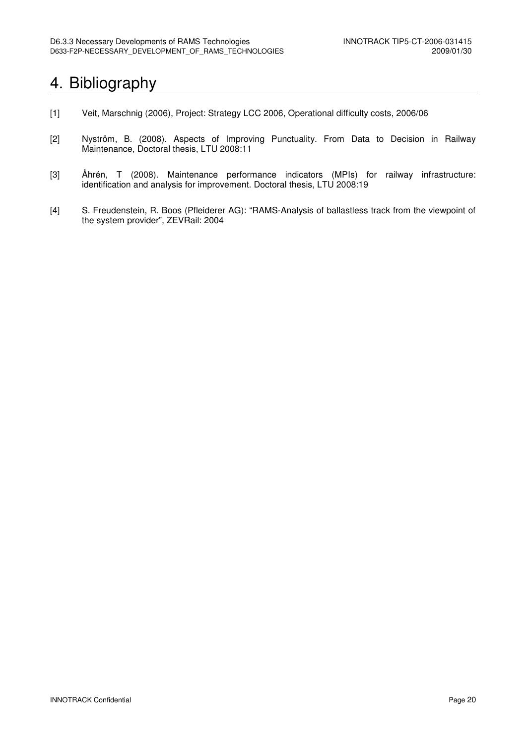# 4. Bibliography

[1] Veit, Marschnig (2006), Project: Strategy LCC 2006, Operational difficulty costs, 2006/06

[2] Nyström, B. (2008). Aspects of Improving Punctuality. From Data to Decision in Railway Maintenance, Doctoral thesis, LTU 2008:11

[3] Åhrén, T (2008). Maintenance performance indicators (MPIs) for railway infrastructure: identification and analysis for improvement. Doctoral thesis, LTU 2008:19

[4] S. Freudenstein, R. Boos (Pfleiderer AG): "RAMS-Analysis of ballastless track from the viewpoint of the system provider", ZEVRail: 2004